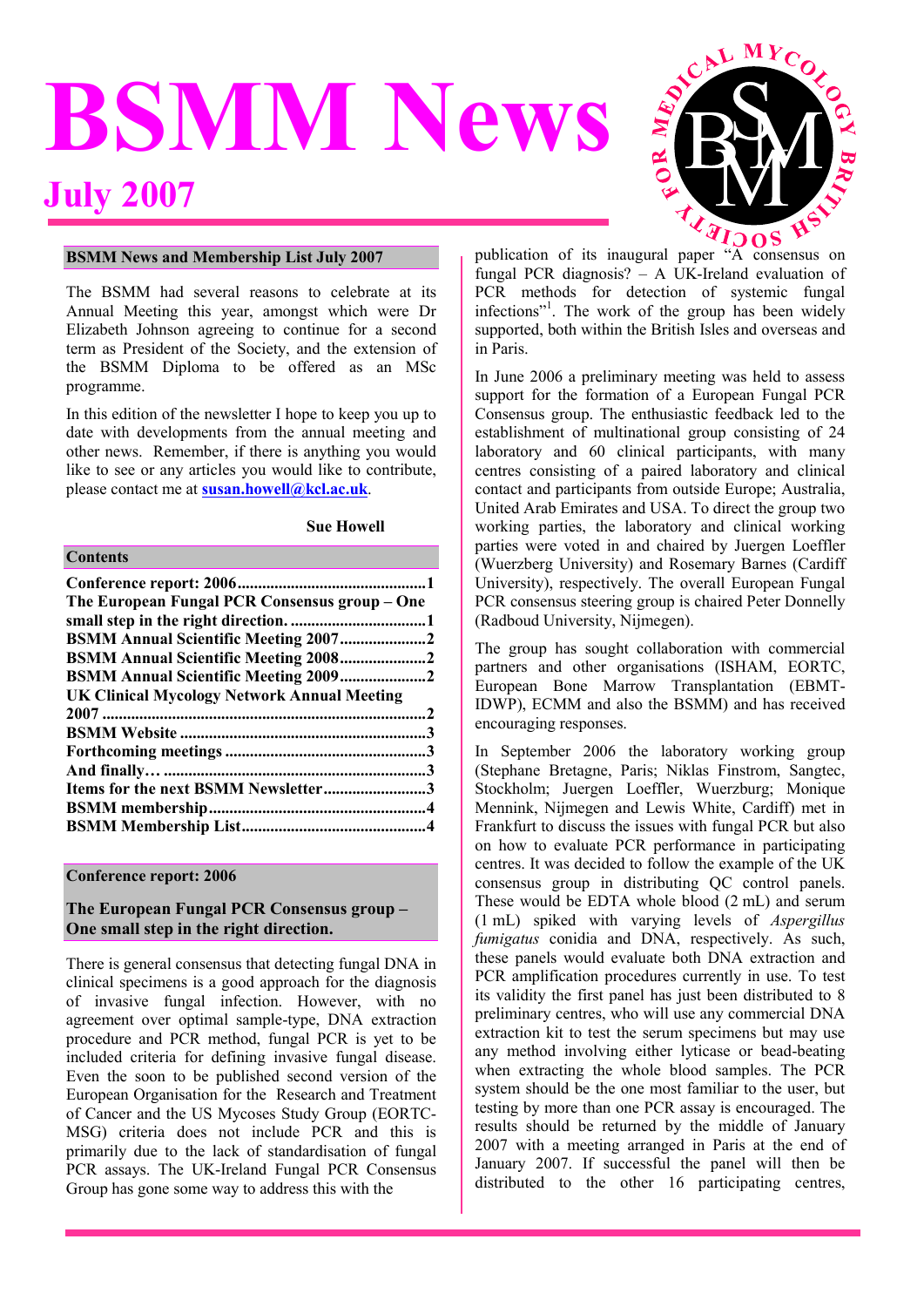# BSMM News

## July 2007

### BSMM News and Membership List July 2007

The BSMM had several reasons to celebrate at its Annual Meeting this year, amongst which were Dr Elizabeth Johnson agreeing to continue for a second term as President of the Society, and the extension of the BSMM Diploma to be offered as an MSc programme.

In this edition of the newsletter I hope to keep you up to date with developments from the annual meeting and other news. Remember, if there is anything you would like to see or any articles you would like to contribute, please contact me at **susan.howell@kcl.ac.uk**.

**Sue Howell**

### Contents

**Conference report: 2006 ... 1**
**The European Fungal PCR Consensus group – One small step in the right direction. ... 1**
**BSMM Annual Scientific Meeting 2007 ... 2**
**BSMM Annual Scientific Meeting 2008 ... 2**
**BSMM Annual Scientific Meeting 2009 ... 2**
**UK Clinical Mycology Network Annual Meeting 2007 ... 2**
**BSMM Website ... 3**
**Forthcoming meetings ... 3**
**And finally… ... 3**
**Items for the next BSMM Newsletter ... 3**
**BSMM membership ... 4**
**BSMM Membership List ... 4**

### Conference report: 2006

### The European Fungal PCR Consensus group – One small step in the right direction.

There is general consensus that detecting fungal DNA in clinical specimens is a good approach for the diagnosis of invasive fungal infection. However, with no agreement over optimal sample-type, DNA extraction procedure and PCR method, fungal PCR is yet to be included criteria for defining invasive fungal disease. Even the soon to be published second version of the European Organisation for the Research and Treatment of Cancer and the US Mycoses Study Group (EORTC-MSG) criteria does not include PCR and this is primarily due to the lack of standardisation of fungal PCR assays. The UK-Ireland Fungal PCR Consensus Group has gone some way to address this with the publication of its inaugural paper "A consensus on fungal PCR diagnosis? – A UK-Ireland evaluation of PCR methods for detection of systemic fungal infections"[1]. The work of the group has been widely supported, both within the British Isles and overseas and in Paris.

In June 2006 a preliminary meeting was held to assess support for the formation of a European Fungal PCR Consensus group. The enthusiastic feedback led to the establishment of multinational group consisting of 24 laboratory and 60 clinical participants, with many centres consisting of a paired laboratory and clinical contact and participants from outside Europe; Australia, United Arab Emirates and USA. To direct the group two working parties, the laboratory and clinical working parties were voted in and chaired by Juergen Loeffler (Wuerzberg University) and Rosemary Barnes (Cardiff University), respectively. The overall European Fungal PCR consensus steering group is chaired Peter Donnelly (Radboud University, Nijmegen).

The group has sought collaboration with commercial partners and other organisations (ISHAM, EORTC, European Bone Marrow Transplantation (EBMT-IDWP), ECMM and also the BSMM) and has received encouraging responses.

In September 2006 the laboratory working group (Stephane Bretagne, Paris; Niklas Finstrom, Sangtec, Stockholm; Juergen Loeffler, Wuerzburg; Monique Mennink, Nijmegen and Lewis White, Cardiff) met in Frankfurt to discuss the issues with fungal PCR but also on how to evaluate PCR performance in participating centres. It was decided to follow the example of the UK consensus group in distributing QC control panels. These would be EDTA whole blood (2 mL) and serum (1 mL) spiked with varying levels of *Aspergillus fumigatus* conidia and DNA, respectively. As such, these panels would evaluate both DNA extraction and PCR amplification procedures currently in use. To test its validity the first panel has just been distributed to 8 preliminary centres, who will use any commercial DNA extraction kit to test the serum specimens but may use any method involving either lyticase or bead-beating when extracting the whole blood samples. The PCR system should be the one most familiar to the user, but testing by more than one PCR assay is encouraged. The results should be returned by the middle of January 2007 with a meeting arranged in Paris at the end of January 2007. If successful the panel will then be distributed to the other 16 participating centres,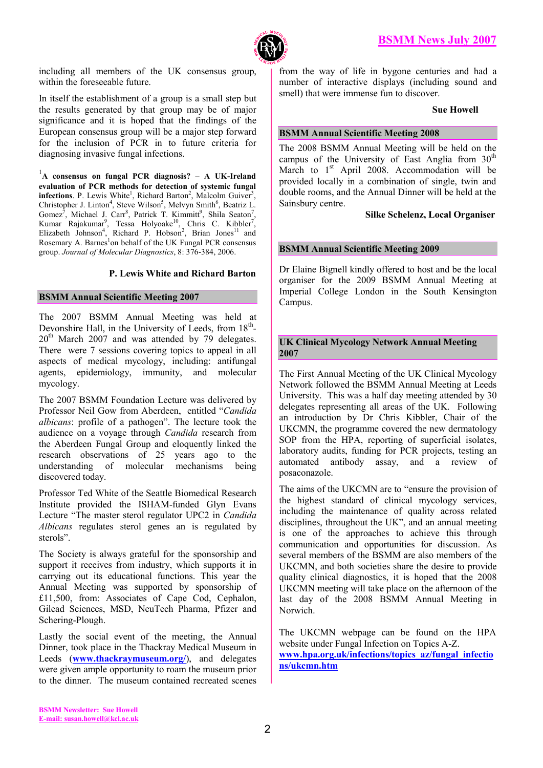including all members of the UK consensus group, within the foreseeable future.

In itself the establishment of a group is a small step but the results generated by that group may be of major significance and it is hoped that the findings of the European consensus group will be a major step forward for the inclusion of PCR in to future criteria for diagnosing invasive fungal infections.

[1]**A consensus on fungal PCR diagnosis? – A UK-Ireland evaluation of PCR methods for detection of systemic fungal infections**. P. Lewis White[1], Richard Barton[2], Malcolm Guiver[3], Christopher J. Linton[4], Steve Wilson[5], Melvyn Smith[6], Beatriz L. Gomez[7], Michael J. Carr[8], Patrick T. Kimmitt[9], Shila Seaton[7], Kumar Rajakumar[9], Tessa Holyoake[10], Chris C. Kibbler[7], Elizabeth Johnson[4], Richard P. Hobson[2], Brian Jones[11] and Rosemary A. Barnes[1] on behalf of the UK Fungal PCR consensus group. *Journal of Molecular Diagnostics*, 8: 376-384, 2006.

**P. Lewis White and Richard Barton**

## BSMM Annual Scientific Meeting 2007

The 2007 BSMM Annual Meeting was held at Devonshire Hall, in the University of Leeds, from 18th-20th March 2007 and was attended by 79 delegates. There were 7 sessions covering topics to appeal in all aspects of medical mycology, including: antifungal agents, epidemiology, immunity, and molecular mycology.

The 2007 BSMM Foundation Lecture was delivered by Professor Neil Gow from Aberdeen, entitled "*Candida albicans*: profile of a pathogen". The lecture took the audience on a voyage through *Candida* research from the Aberdeen Fungal Group and eloquently linked the research observations of 25 years ago to the understanding of molecular mechanisms being discovered today.

Professor Ted White of the Seattle Biomedical Research Institute provided the ISHAM-funded Glyn Evans Lecture "The master sterol regulator UPC2 in *Candida Albicans* regulates sterol genes an is regulated by sterols".

The Society is always grateful for the sponsorship and support it receives from industry, which supports it in carrying out its educational functions. This year the Annual Meeting was supported by sponsorship of £11,500, from: Associates of Cape Cod, Cephalon, Gilead Sciences, MSD, NeuTech Pharma, Pfizer and Schering-Plough.

Lastly the social event of the meeting, the Annual Dinner, took place in the Thackray Medical Museum in Leeds (**www.thackraymuseum.org/**), and delegates were given ample opportunity to roam the museum prior to the dinner. The museum contained recreated scenes from the way of life in bygone centuries and had a number of interactive displays (including sound and smell) that were immense fun to discover.

**Sue Howell**

## BSMM Annual Scientific Meeting 2008

The 2008 BSMM Annual Meeting will be held on the campus of the University of East Anglia from 30th March to 1st April 2008. Accommodation will be provided locally in a combination of single, twin and double rooms, and the Annual Dinner will be held at the Sainsbury centre.

**Silke Schelenz, Local Organiser**

## BSMM Annual Scientific Meeting 2009

Dr Elaine Bignell kindly offered to host and be the local organiser for the 2009 BSMM Annual Meeting at Imperial College London in the South Kensington Campus.

## UK Clinical Mycology Network Annual Meeting 2007

The First Annual Meeting of the UK Clinical Mycology Network followed the BSMM Annual Meeting at Leeds University. This was a half day meeting attended by 30 delegates representing all areas of the UK. Following an introduction by Dr Chris Kibbler, Chair of the UKCMN, the programme covered the new dermatology SOP from the HPA, reporting of superficial isolates, laboratory audits, funding for PCR projects, testing an automated antibody assay, and a review of posaconazole.

The aims of the UKCMN are to "ensure the provision of the highest standard of clinical mycology services, including the maintenance of quality across related disciplines, throughout the UK", and an annual meeting is one of the approaches to achieve this through communication and opportunities for discussion. As several members of the BSMM are also members of the UKCMN, and both societies share the desire to provide quality clinical diagnostics, it is hoped that the 2008 UKCMN meeting will take place on the afternoon of the last day of the 2008 BSMM Annual Meeting in Norwich.

The UKCMN webpage can be found on the HPA website under Fungal Infection on Topics A-Z.
**www.hpa.org.uk/infections/topics_az/fungal_infections/ukcmn.htm**

**BSMM Newsletter: Sue Howell**
**E-mail: susan.howell@kcl.ac.uk**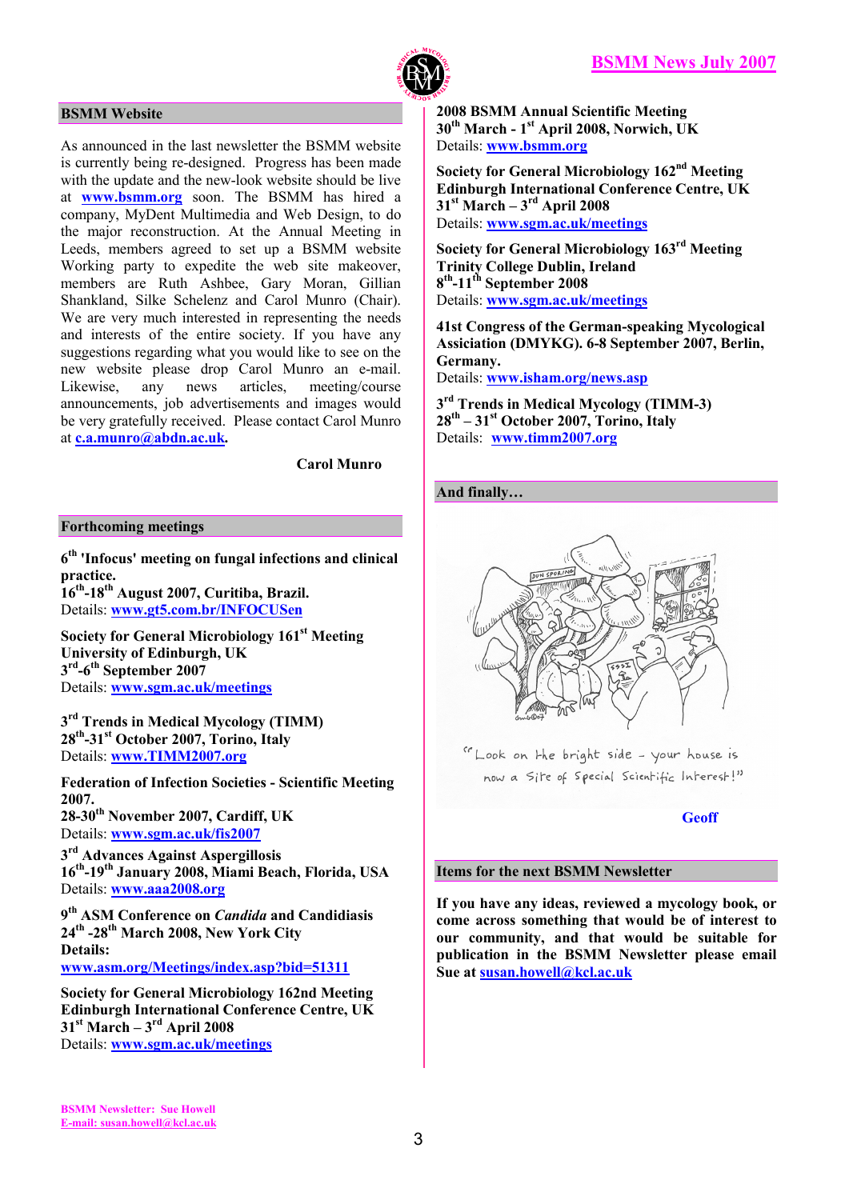## BSMM Website

As announced in the last newsletter the BSMM website is currently being re-designed. Progress has been made with the update and the new-look website should be live at **www.bsmm.org** soon. The BSMM has hired a company, MyDent Multimedia and Web Design, to do the major reconstruction. At the Annual Meeting in Leeds, members agreed to set up a BSMM website Working party to expedite the web site makeover, members are Ruth Ashbee, Gary Moran, Gillian Shankland, Silke Schelenz and Carol Munro (Chair). We are very much interested in representing the needs and interests of the entire society. If you have any suggestions regarding what you would like to see on the new website please drop Carol Munro an e-mail. Likewise, any news articles, meeting/course announcements, job advertisements and images would be very gratefully received. Please contact Carol Munro at **c.a.munro@abdn.ac.uk**.

**Carol Munro**

## Forthcoming meetings

**6th 'Infocus' meeting on fungal infections and clinical practice.**
**16th-18th August 2007, Curitiba, Brazil.**
Details: **www.gt5.com.br/INFOCUSen**

**Society for General Microbiology 161st Meeting**
**University of Edinburgh, UK**
**3rd-6th September 2007**
Details: **www.sgm.ac.uk/meetings**

**3rd Trends in Medical Mycology (TIMM)**
**28th-31st October 2007, Torino, Italy**
Details: **www.TIMM2007.org**

**Federation of Infection Societies - Scientific Meeting 2007.**
**28-30th November 2007, Cardiff, UK**
Details: **www.sgm.ac.uk/fis2007**

**3rd Advances Against Aspergillosis**
**16th-19th January 2008, Miami Beach, Florida, USA**
Details: **www.aaa2008.org**

**9th ASM Conference on *Candida* and Candidiasis**
**24th -28th March 2008, New York City**
**Details:**
**www.asm.org/Meetings/index.asp?bid=51311**

**Society for General Microbiology 162nd Meeting**
**Edinburgh International Conference Centre, UK**
**31st March – 3rd April 2008**
Details: **www.sgm.ac.uk/meetings**

**2008 BSMM Annual Scientific Meeting**
**30th March - 1st April 2008, Norwich, UK**
Details: **www.bsmm.org**

**Society for General Microbiology 162nd Meeting**
**Edinburgh International Conference Centre, UK**
**31st March – 3rd April 2008**
Details: **www.sgm.ac.uk/meetings**

**Society for General Microbiology 163rd Meeting**
**Trinity College Dublin, Ireland**
**8th-11th September 2008**
Details: **www.sgm.ac.uk/meetings**

**41st Congress of the German-speaking Mycological Asiciation (DMYKG). 6-8 September 2007, Berlin, Germany.**
Details: **www.isham.org/news.asp**

**3rd Trends in Medical Mycology (TIMM-3)**
**28th – 31st October 2007, Torino, Italy**
Details: **www.timm2007.org**

## And finally…

"Look on the bright side – your house is now a Site of Special Scientific Interest!"

**Geoff**

## Items for the next BSMM Newsletter

**If you have any ideas, reviewed a mycology book, or come across something that would be of interest to our community, and that would be suitable for publication in the BSMM Newsletter please email Sue at susan.howell@kcl.ac.uk**

**BSMM Newsletter: Sue Howell**
**E-mail: susan.howell@kcl.ac.uk**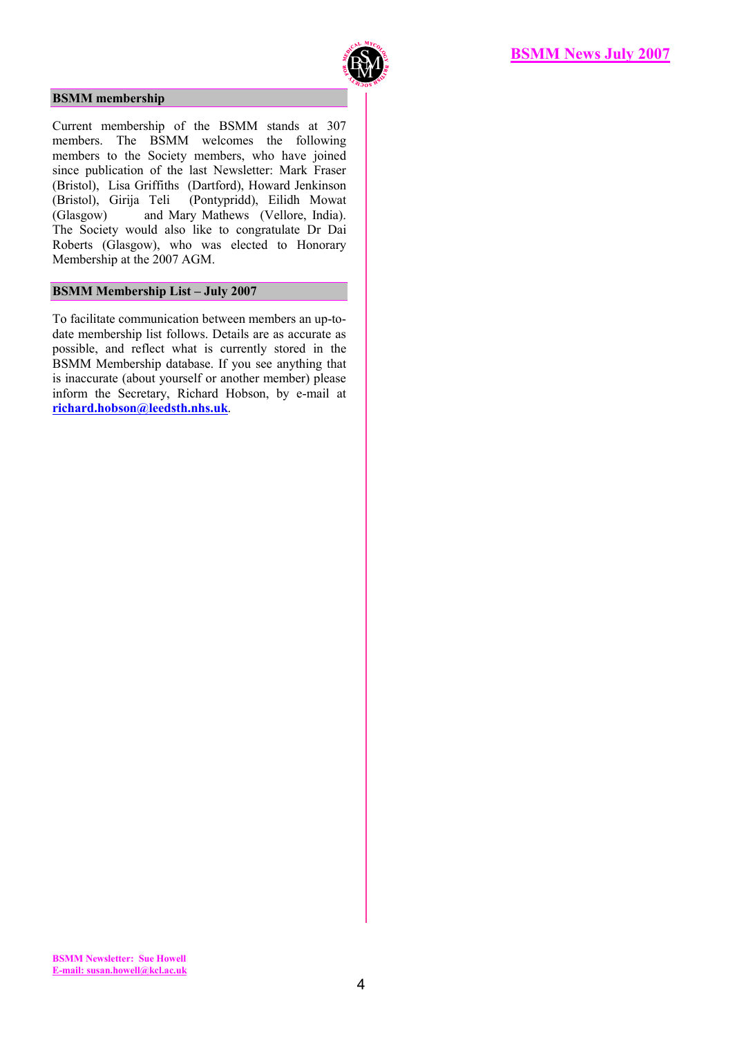## BSMM membership

Current membership of the BSMM stands at 307 members. The BSMM welcomes the following members to the Society members, who have joined since publication of the last Newsletter: Mark Fraser (Bristol), Lisa Griffiths (Dartford), Howard Jenkinson (Bristol), Girija Teli (Pontypridd), Eilidh Mowat (Glasgow) and Mary Mathews (Vellore, India). The Society would also like to congratulate Dr Dai Roberts (Glasgow), who was elected to Honorary Membership at the 2007 AGM.

## BSMM Membership List – July 2007

To facilitate communication between members an up-to-date membership list follows. Details are as accurate as possible, and reflect what is currently stored in the BSMM Membership database. If you see anything that is inaccurate (about yourself or another member) please inform the Secretary, Richard Hobson, by e-mail at **richard.hobson@leedsth.nhs.uk**.